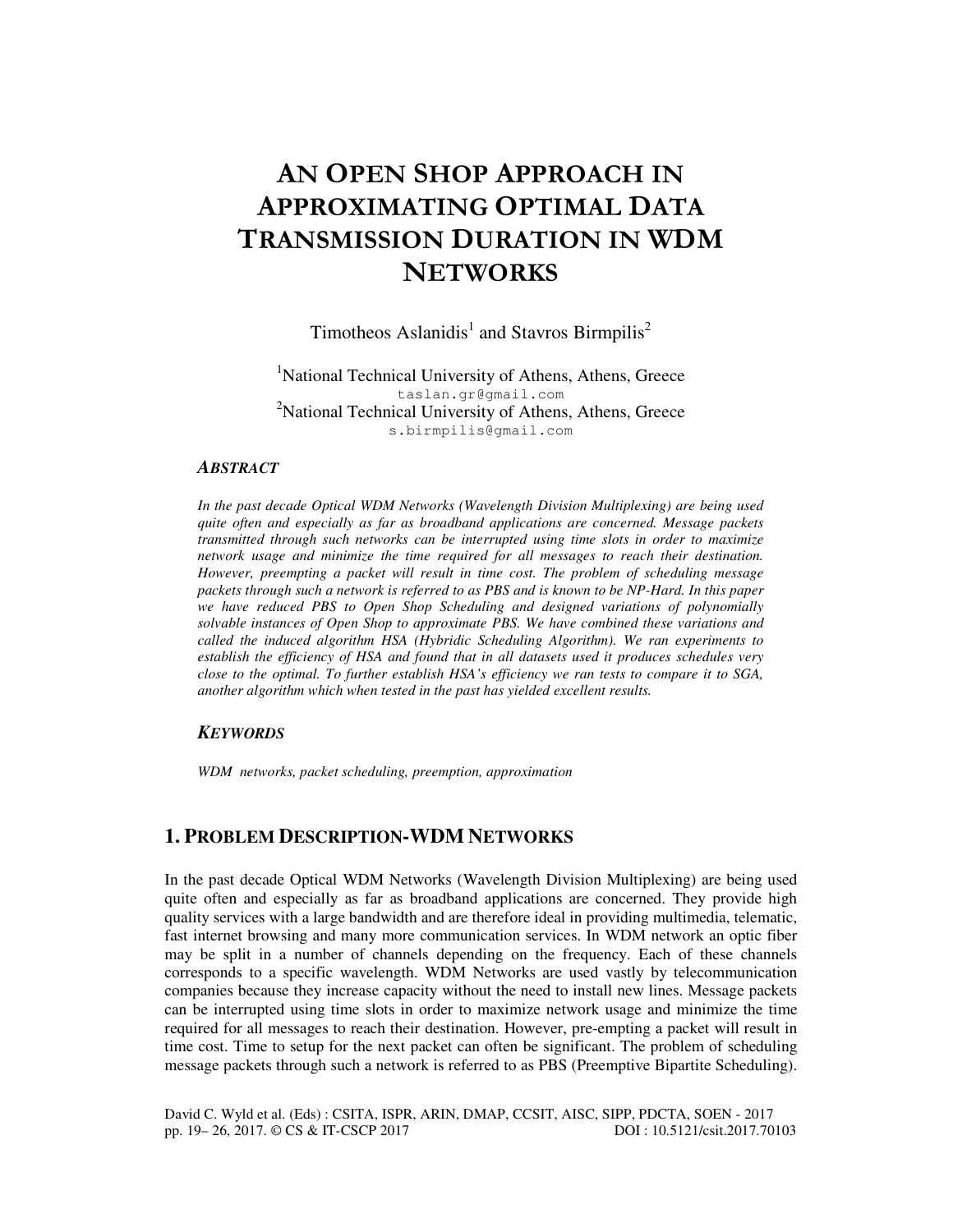# An Open Shop Approach in Approximating Optimal Data Transmission Duration in WDM Networks

Timotheos Aslanidis[1] and Stavros Birmpilis[2]

[1]National Technical University of Athens, Athens, Greece
taslan.gr@gmail.com
[2]National Technical University of Athens, Athens, Greece
s.birmpilis@gmail.com

### *Abstract*

*In the past decade Optical WDM Networks (Wavelength Division Multiplexing) are being used quite often and especially as far as broadband applications are concerned. Message packets transmitted through such networks can be interrupted using time slots in order to maximize network usage and minimize the time required for all messages to reach their destination. However, preempting a packet will result in time cost. The problem of scheduling message packets through such a network is referred to as PBS and is known to be NP-Hard. In this paper we have reduced PBS to Open Shop Scheduling and designed variations of polynomially solvable instances of Open Shop to approximate PBS. We have combined these variations and called the induced algorithm HSA (Hybridic Scheduling Algorithm). We ran experiments to establish the efficiency of HSA and found that in all datasets used it produces schedules very close to the optimal. To further establish HSA's efficiency we ran tests to compare it to SGA, another algorithm which when tested in the past has yielded excellent results.*

### *Keywords*

*WDM networks, packet scheduling, preemption, approximation*

## 1. Problem Description-WDM Networks

In the past decade Optical WDM Networks (Wavelength Division Multiplexing) are being used quite often and especially as far as broadband applications are concerned. They provide high quality services with a large bandwidth and are therefore ideal in providing multimedia, telematic, fast internet browsing and many more communication services. In WDM network an optic fiber may be split in a number of channels depending on the frequency. Each of these channels corresponds to a specific wavelength. WDM Networks are used vastly by telecommunication companies because they increase capacity without the need to install new lines. Message packets can be interrupted using time slots in order to maximize network usage and minimize the time required for all messages to reach their destination. However, pre-empting a packet will result in time cost. Time to setup for the next packet can often be significant. The problem of scheduling message packets through such a network is referred to as PBS (Preemptive Bipartite Scheduling).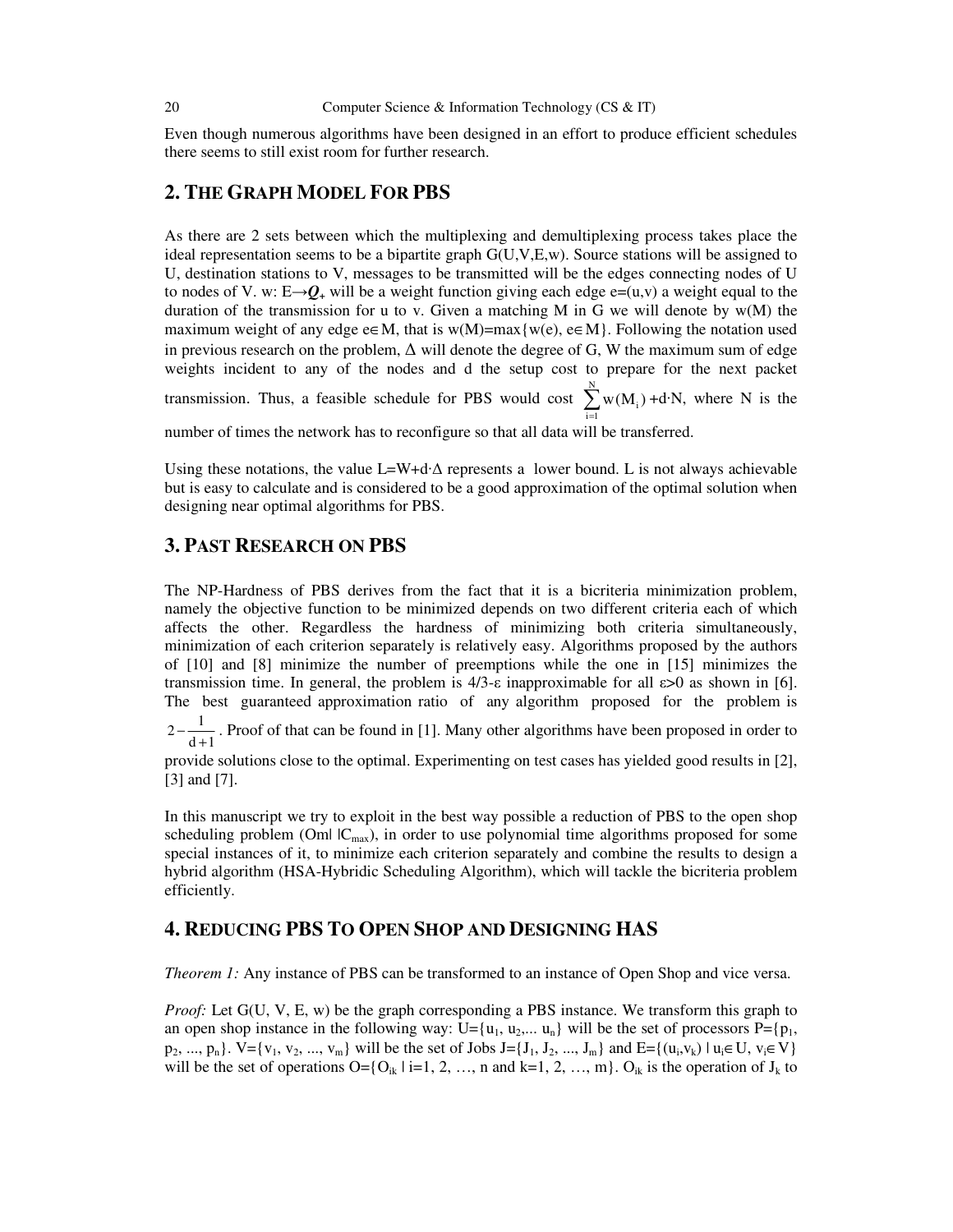Even though numerous algorithms have been designed in an effort to produce efficient schedules there seems to still exist room for further research.

## 2. THE GRAPH MODEL FOR PBS

As there are 2 sets between which the multiplexing and demultiplexing process takes place the ideal representation seems to be a bipartite graph G(U,V,E,w). Source stations will be assigned to U, destination stations to V, messages to be transmitted will be the edges connecting nodes of U to nodes of V. w: $E \rightarrow \boldsymbol{Q}_+$ will be a weight function giving each edge e=(u,v) a weight equal to the duration of the transmission for u to v. Given a matching M in G we will denote by w(M) the maximum weight of any edge $e \in M$, that is $w(M)=\max\{w(e), e \in M\}$. Following the notation used in previous research on the problem, $\Delta$ will denote the degree of G, W the maximum sum of edge weights incident to any of the nodes and d the setup cost to prepare for the next packet transmission. Thus, a feasible schedule for PBS would cost $\sum_{i=1}^{N} w(M_i) + d \cdot N$, where N is the number of times the network has to reconfigure so that all data will be transferred.

Using these notations, the value $L=W+d \cdot \Delta$ represents a lower bound. L is not always achievable but is easy to calculate and is considered to be a good approximation of the optimal solution when designing near optimal algorithms for PBS.

## 3. PAST RESEARCH ON PBS

The NP-Hardness of PBS derives from the fact that it is a bicriteria minimization problem, namely the objective function to be minimized depends on two different criteria each of which affects the other. Regardless the hardness of minimizing both criteria simultaneously, minimization of each criterion separately is relatively easy. Algorithms proposed by the authors of [10] and [8] minimize the number of preemptions while the one in [15] minimizes the transmission time. In general, the problem is $4/3$-$\varepsilon$ inapproximable for all $\varepsilon>0$ as shown in [6]. The best guaranteed approximation ratio of any algorithm proposed for the problem is $2-\frac{1}{d+1}$. Proof of that can be found in [1]. Many other algorithms have been proposed in order to provide solutions close to the optimal. Experimenting on test cases has yielded good results in [2], [3] and [7].

In this manuscript we try to exploit in the best way possible a reduction of PBS to the open shop scheduling problem ($Om| |C_{max}$), in order to use polynomial time algorithms proposed for some special instances of it, to minimize each criterion separately and combine the results to design a hybrid algorithm (HSA-Hybridic Scheduling Algorithm), which will tackle the bicriteria problem efficiently.

## 4. REDUCING PBS TO OPEN SHOP AND DESIGNING HAS

*Theorem 1:* Any instance of PBS can be transformed to an instance of Open Shop and vice versa.

*Proof:* Let G(U, V, E, w) be the graph corresponding a PBS instance. We transform this graph to an open shop instance in the following way: $U=\{u_1, u_2, \ldots u_n\}$ will be the set of processors $P=\{p_1, p_2, \ldots, p_n\}$. $V=\{v_1, v_2, \ldots, v_m\}$ will be the set of Jobs $J=\{J_1, J_2, \ldots, J_m\}$ and $E=\{(u_i,v_k) \mid u_i \in U, v_i \in V\}$ will be the set of operations $O=\{O_{ik} \mid i=1, 2, \ldots, n \text{ and } k=1, 2, \ldots, m\}$. $O_{ik}$ is the operation of $J_k$ to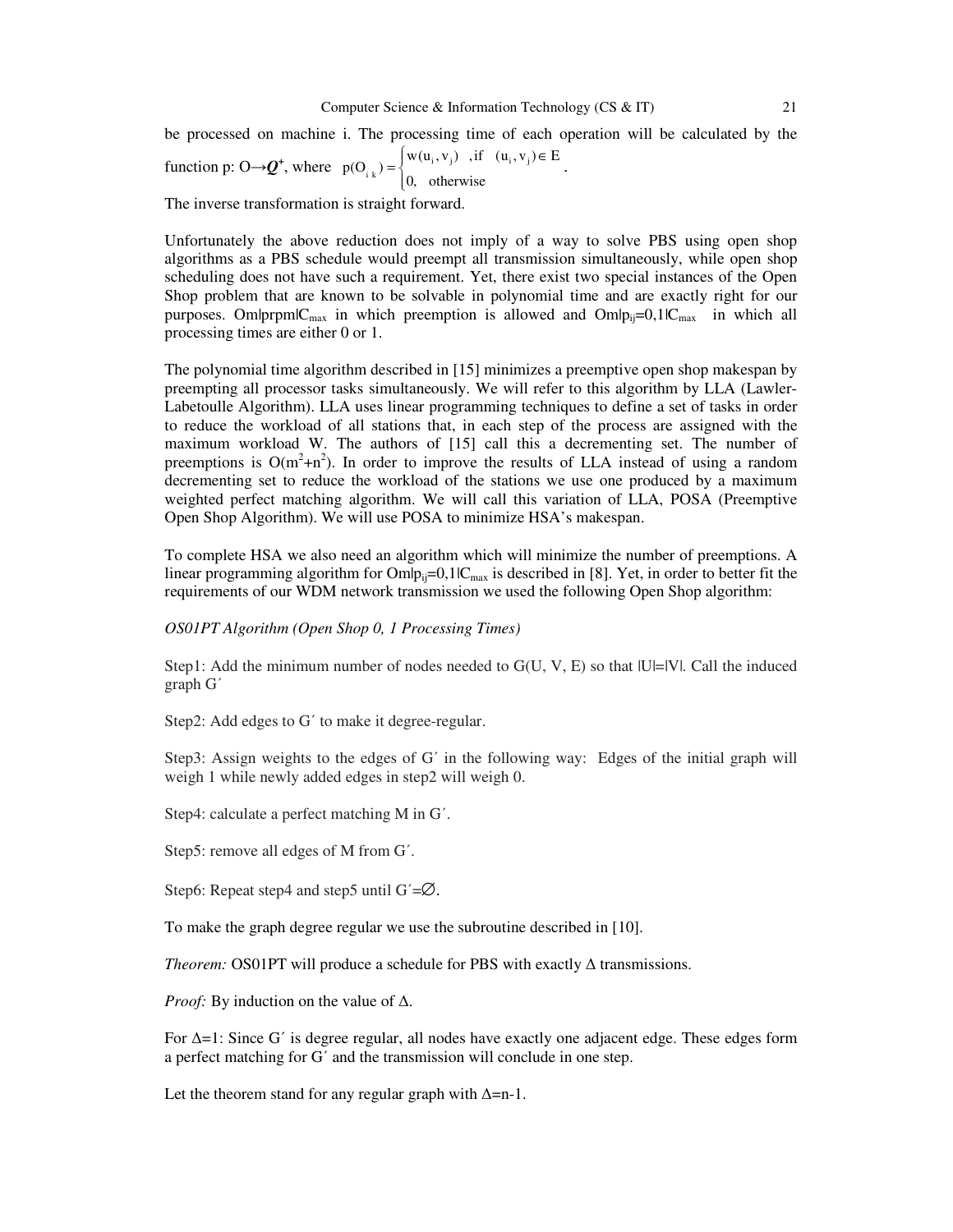be processed on machine i. The processing time of each operation will be calculated by the function p: O→$\boldsymbol{Q}^{+}$, where $p(O_{ik}) = \begin{cases} w(u_i, v_j) & ,\text{if} \quad (u_i, v_j) \in E \\ 0, & \text{otherwise} \end{cases}$.

The inverse transformation is straight forward.

Unfortunately the above reduction does not imply of a way to solve PBS using open shop algorithms as a PBS schedule would preempt all transmission simultaneously, while open shop scheduling does not have such a requirement. Yet, there exist two special instances of the Open Shop problem that are known to be solvable in polynomial time and are exactly right for our purposes. $Om|prpm|C_{max}$ in which preemption is allowed and $Om|p_{ij}=0,1|C_{max}$ in which all processing times are either 0 or 1.

The polynomial time algorithm described in [15] minimizes a preemptive open shop makespan by preempting all processor tasks simultaneously. We will refer to this algorithm by LLA (Lawler-Labetoulle Algorithm). LLA uses linear programming techniques to define a set of tasks in order to reduce the workload of all stations that, in each step of the process are assigned with the maximum workload W. The authors of [15] call this a decrementing set. The number of preemptions is $O(m^2+n^2)$. In order to improve the results of LLA instead of using a random decrementing set to reduce the workload of the stations we use one produced by a maximum weighted perfect matching algorithm. We will call this variation of LLA, POSA (Preemptive Open Shop Algorithm). We will use POSA to minimize HSA's makespan.

To complete HSA we also need an algorithm which will minimize the number of preemptions. A linear programming algorithm for $Om|p_{ij}=0,1|C_{max}$ is described in [8]. Yet, in order to better fit the requirements of our WDM network transmission we used the following Open Shop algorithm:

*OS01PT Algorithm (Open Shop 0, 1 Processing Times)*

Step1: Add the minimum number of nodes needed to G(U, V, E) so that |U|=|V|. Call the induced graph G´

Step2: Add edges to G´ to make it degree-regular.

Step3: Assign weights to the edges of G´ in the following way: Edges of the initial graph will weigh 1 while newly added edges in step2 will weigh 0.

Step4: calculate a perfect matching M in G´.

Step5: remove all edges of M from G´.

Step6: Repeat step4 and step5 until G´=∅.

To make the graph degree regular we use the subroutine described in [10].

*Theorem:* OS01PT will produce a schedule for PBS with exactly Δ transmissions.

*Proof:* By induction on the value of Δ.

For Δ=1: Since G´ is degree regular, all nodes have exactly one adjacent edge. These edges form a perfect matching for G´ and the transmission will conclude in one step.

Let the theorem stand for any regular graph with Δ=n-1.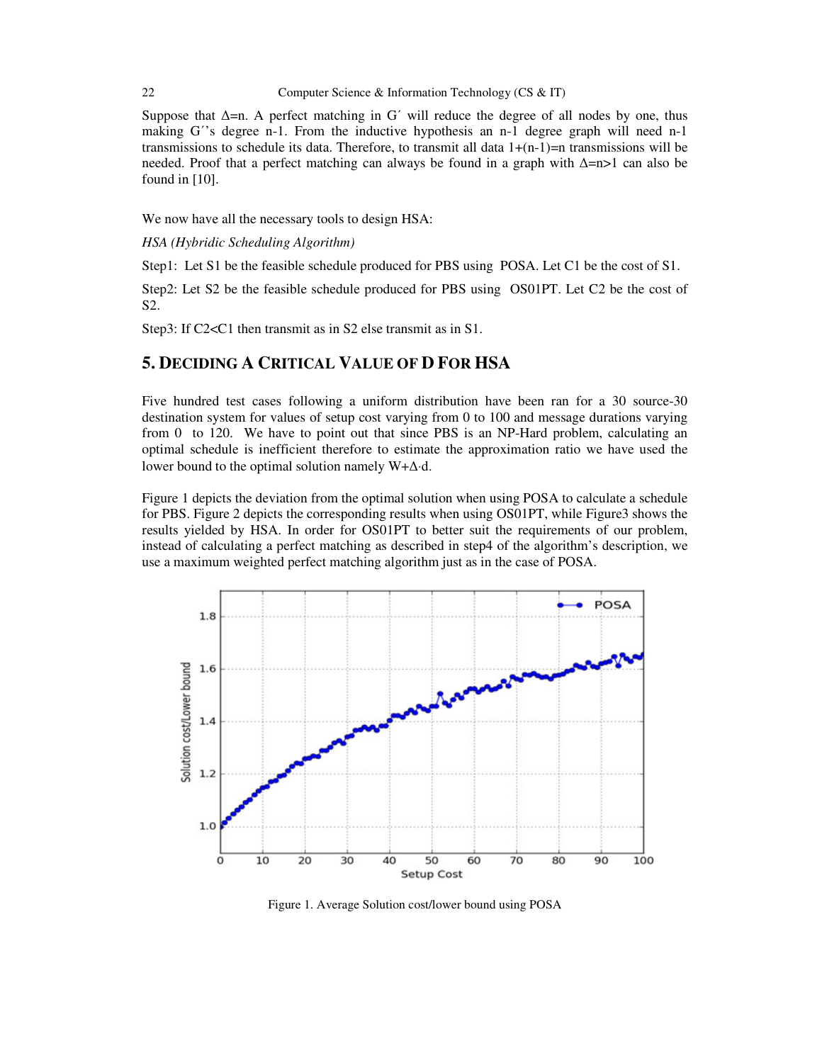Suppose that $\Delta$=n. A perfect matching in G´ will reduce the degree of all nodes by one, thus making G´'s degree n-1. From the inductive hypothesis an n-1 degree graph will need n-1 transmissions to schedule its data. Therefore, to transmit all data 1+(n-1)=n transmissions will be needed. Proof that a perfect matching can always be found in a graph with $\Delta$=n>1 can also be found in [10].

We now have all the necessary tools to design HSA:

*HSA (Hybridic Scheduling Algorithm)*

Step1: Let S1 be the feasible schedule produced for PBS using POSA. Let C1 be the cost of S1.

Step2: Let S2 be the feasible schedule produced for PBS using OS01PT. Let C2 be the cost of S2.

Step3: If C2<C1 then transmit as in S2 else transmit as in S1.

## 5. Deciding A Critical Value Of D For HSA

Five hundred test cases following a uniform distribution have been ran for a 30 source-30 destination system for values of setup cost varying from 0 to 100 and message durations varying from 0 to 120. We have to point out that since PBS is an NP-Hard problem, calculating an optimal schedule is inefficient therefore to estimate the approximation ratio we have used the lower bound to the optimal solution namely W+$\Delta$·d.

Figure 1 depicts the deviation from the optimal solution when using POSA to calculate a schedule for PBS. Figure 2 depicts the corresponding results when using OS01PT, while Figure3 shows the results yielded by HSA. In order for OS01PT to better suit the requirements of our problem, instead of calculating a perfect matching as described in step4 of the algorithm's description, we use a maximum weighted perfect matching algorithm just as in the case of POSA.

Figure 1. Average Solution cost/lower bound using POSA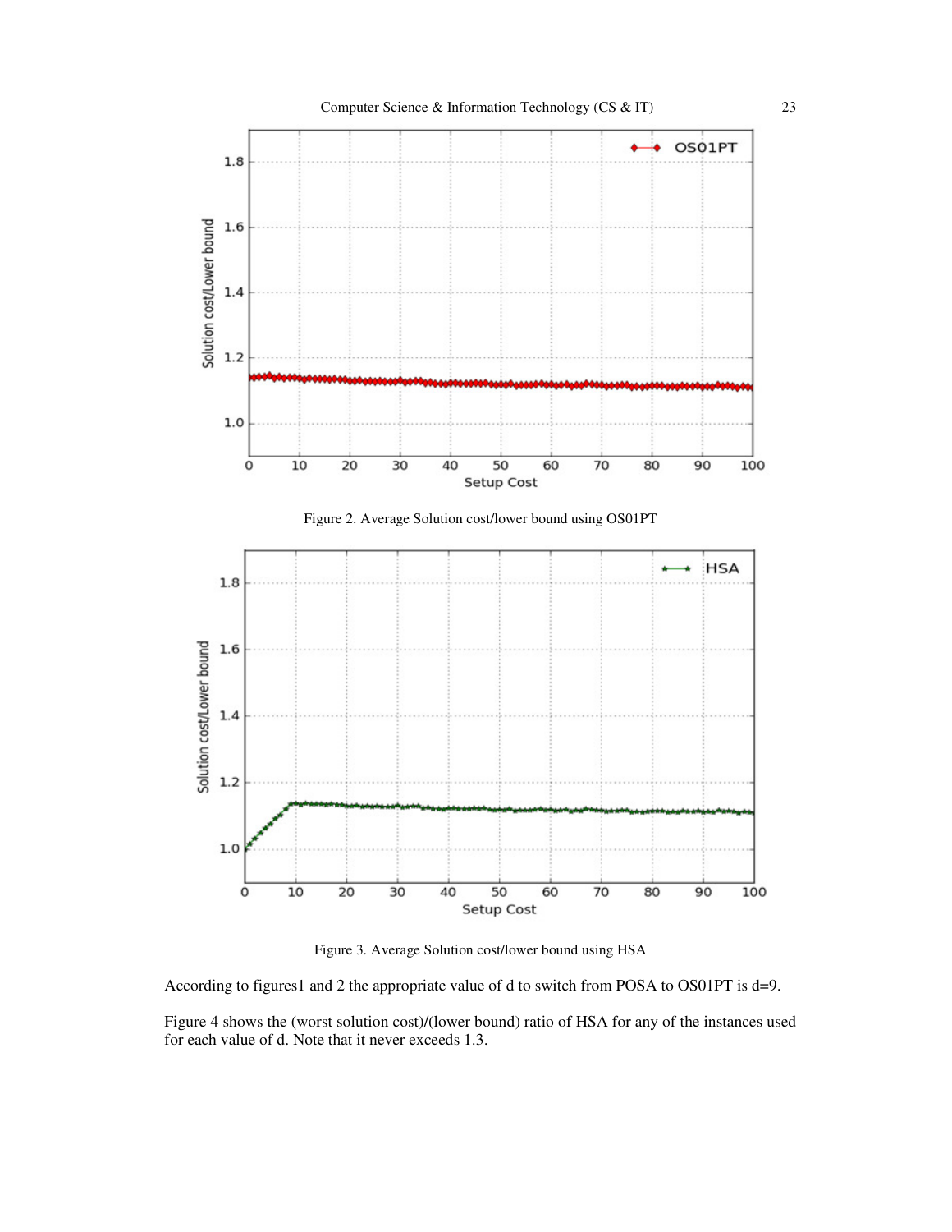Figure 2. Average Solution cost/lower bound using OS01PT

Figure 3. Average Solution cost/lower bound using HSA

According to figures1 and 2 the appropriate value of d to switch from POSA to OS01PT is d=9.

Figure 4 shows the (worst solution cost)/(lower bound) ratio of HSA for any of the instances used for each value of d. Note that it never exceeds 1.3.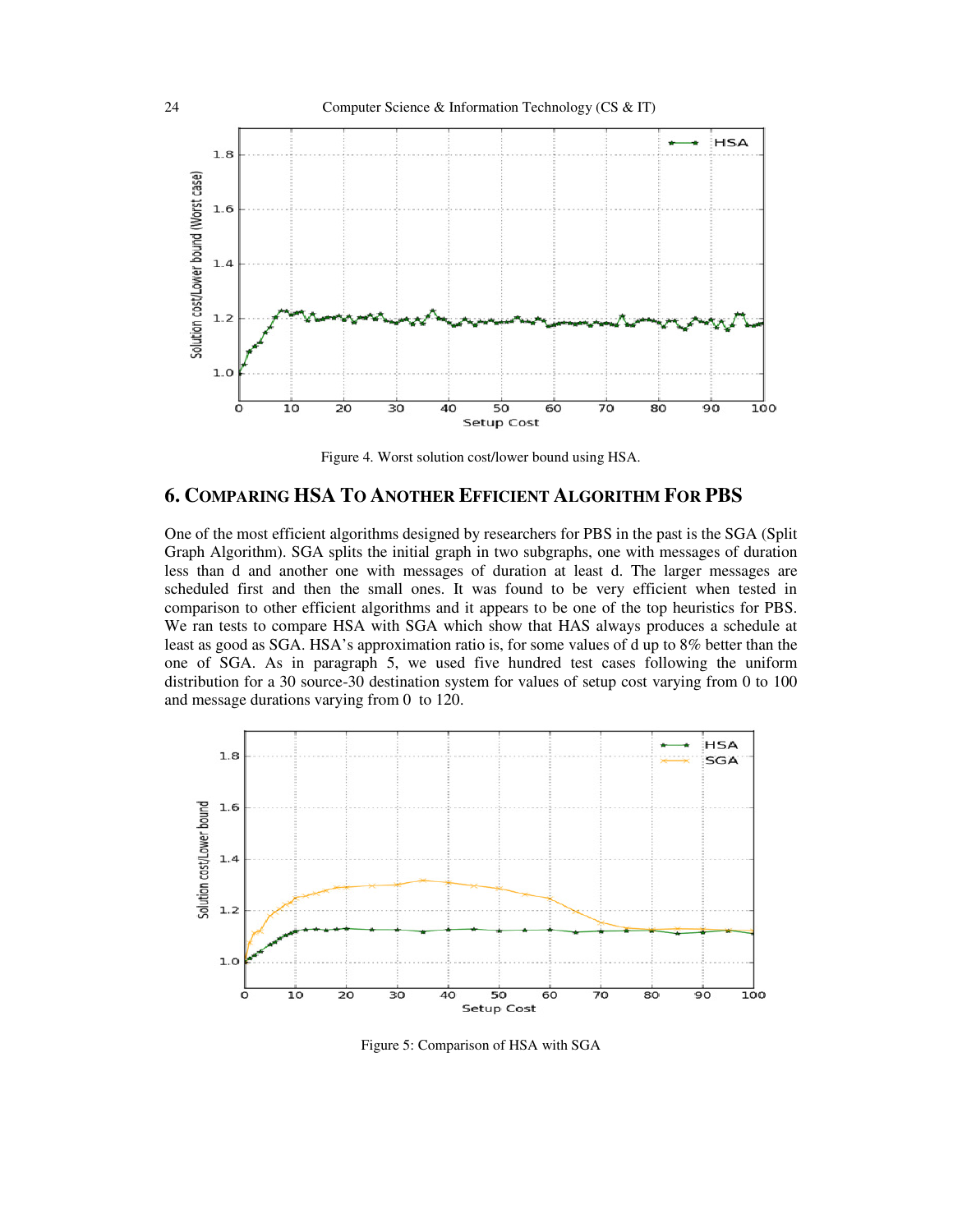Figure 4. Worst solution cost/lower bound using HSA.

## 6. COMPARING HSA TO ANOTHER EFFICIENT ALGORITHM FOR PBS

One of the most efficient algorithms designed by researchers for PBS in the past is the SGA (Split Graph Algorithm). SGA splits the initial graph in two subgraphs, one with messages of duration less than d and another one with messages of duration at least d. The larger messages are scheduled first and then the small ones. It was found to be very efficient when tested in comparison to other efficient algorithms and it appears to be one of the top heuristics for PBS. We ran tests to compare HSA with SGA which show that HAS always produces a schedule at least as good as SGA. HSA's approximation ratio is, for some values of d up to 8% better than the one of SGA. As in paragraph 5, we used five hundred test cases following the uniform distribution for a 30 source-30 destination system for values of setup cost varying from 0 to 100 and message durations varying from 0 to 120.

Figure 5: Comparison of HSA with SGA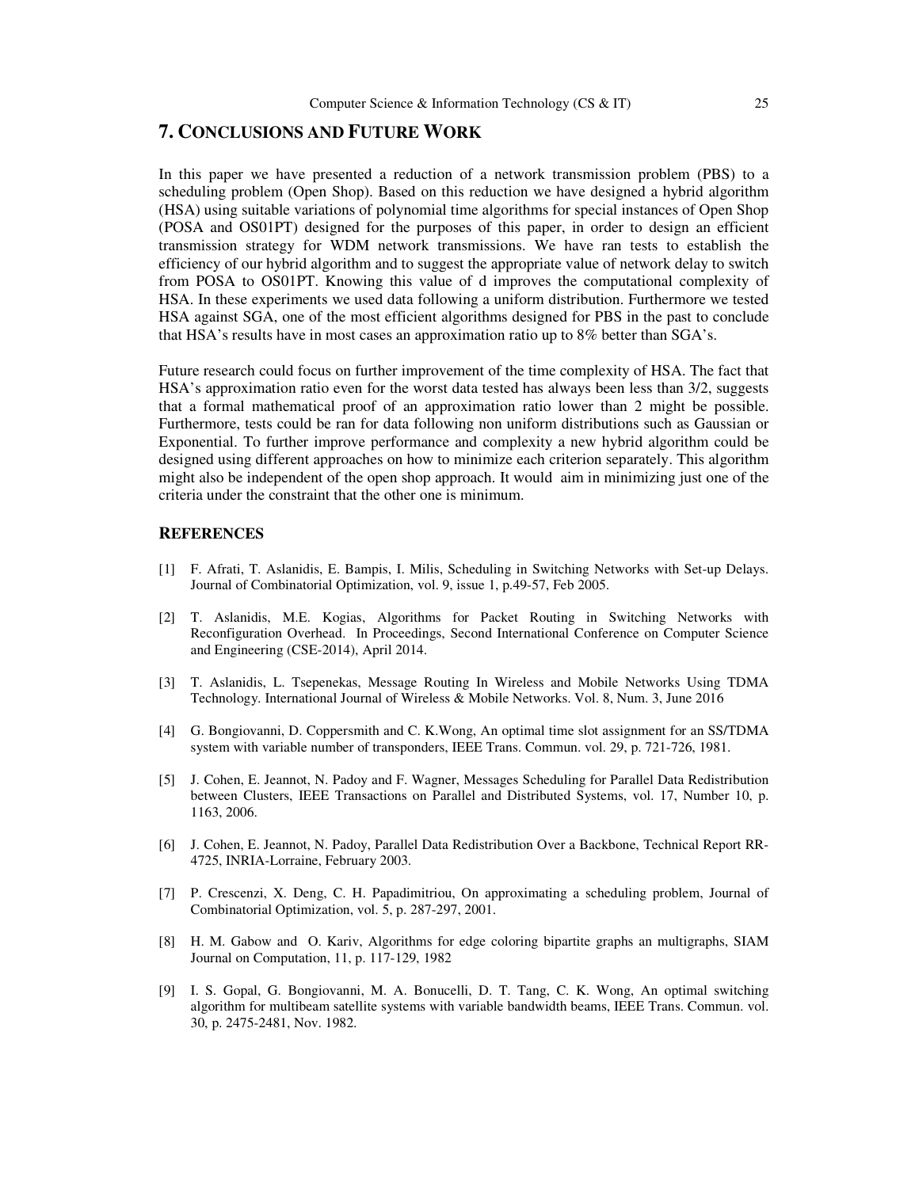## 7. CONCLUSIONS AND FUTURE WORK

In this paper we have presented a reduction of a network transmission problem (PBS) to a scheduling problem (Open Shop). Based on this reduction we have designed a hybrid algorithm (HSA) using suitable variations of polynomial time algorithms for special instances of Open Shop (POSA and OS01PT) designed for the purposes of this paper, in order to design an efficient transmission strategy for WDM network transmissions. We have ran tests to establish the efficiency of our hybrid algorithm and to suggest the appropriate value of network delay to switch from POSA to OS01PT. Knowing this value of d improves the computational complexity of HSA. In these experiments we used data following a uniform distribution. Furthermore we tested HSA against SGA, one of the most efficient algorithms designed for PBS in the past to conclude that HSA's results have in most cases an approximation ratio up to 8% better than SGA's.

Future research could focus on further improvement of the time complexity of HSA. The fact that HSA's approximation ratio even for the worst data tested has always been less than 3/2, suggests that a formal mathematical proof of an approximation ratio lower than 2 might be possible. Furthermore, tests could be ran for data following non uniform distributions such as Gaussian or Exponential. To further improve performance and complexity a new hybrid algorithm could be designed using different approaches on how to minimize each criterion separately. This algorithm might also be independent of the open shop approach. It would aim in minimizing just one of the criteria under the constraint that the other one is minimum.

### REFERENCES

[1] F. Afrati, T. Aslanidis, E. Bampis, I. Milis, Scheduling in Switching Networks with Set-up Delays. Journal of Combinatorial Optimization, vol. 9, issue 1, p.49-57, Feb 2005.

[2] T. Aslanidis, M.E. Kogias, Algorithms for Packet Routing in Switching Networks with Reconfiguration Overhead. In Proceedings, Second International Conference on Computer Science and Engineering (CSE-2014), April 2014.

[3] T. Aslanidis, L. Tsepenekas, Message Routing In Wireless and Mobile Networks Using TDMA Technology. International Journal of Wireless & Mobile Networks. Vol. 8, Num. 3, June 2016

[4] G. Bongiovanni, D. Coppersmith and C. K.Wong, An optimal time slot assignment for an SS/TDMA system with variable number of transponders, IEEE Trans. Commun. vol. 29, p. 721-726, 1981.

[5] J. Cohen, E. Jeannot, N. Padoy and F. Wagner, Messages Scheduling for Parallel Data Redistribution between Clusters, IEEE Transactions on Parallel and Distributed Systems, vol. 17, Number 10, p. 1163, 2006.

[6] J. Cohen, E. Jeannot, N. Padoy, Parallel Data Redistribution Over a Backbone, Technical Report RR-4725, INRIA-Lorraine, February 2003.

[7] P. Crescenzi, X. Deng, C. H. Papadimitriou, On approximating a scheduling problem, Journal of Combinatorial Optimization, vol. 5, p. 287-297, 2001.

[8] H. M. Gabow and O. Kariv, Algorithms for edge coloring bipartite graphs an multigraphs, SIAM Journal on Computation, 11, p. 117-129, 1982

[9] I. S. Gopal, G. Bongiovanni, M. A. Bonucelli, D. T. Tang, C. K. Wong, An optimal switching algorithm for multibeam satellite systems with variable bandwidth beams, IEEE Trans. Commun. vol. 30, p. 2475-2481, Nov. 1982.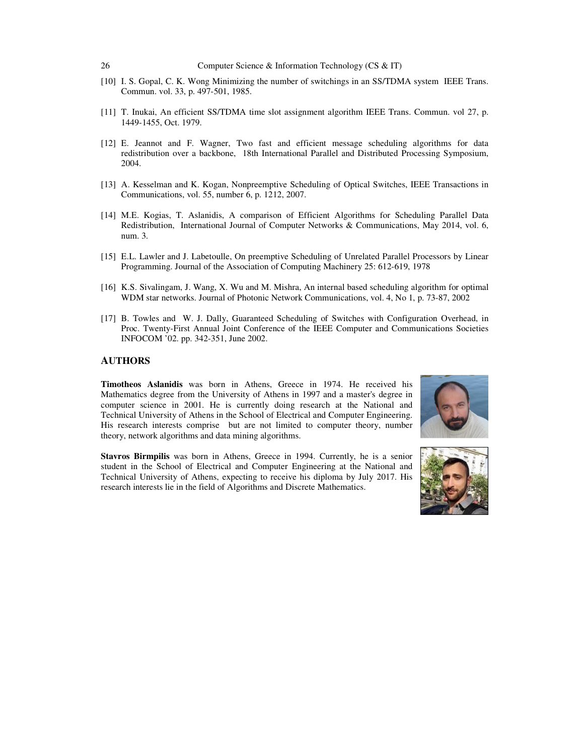[10] I. S. Gopal, C. K. Wong Minimizing the number of switchings in an SS/TDMA system IEEE Trans. Commun. vol. 33, p. 497-501, 1985.

[11] T. Inukai, An efficient SS/TDMA time slot assignment algorithm IEEE Trans. Commun. vol 27, p. 1449-1455, Oct. 1979.

[12] E. Jeannot and F. Wagner, Two fast and efficient message scheduling algorithms for data redistribution over a backbone, 18th International Parallel and Distributed Processing Symposium, 2004.

[13] A. Kesselman and K. Kogan, Nonpreemptive Scheduling of Optical Switches, IEEE Transactions in Communications, vol. 55, number 6, p. 1212, 2007.

[14] M.E. Kogias, T. Aslanidis, A comparison of Efficient Algorithms for Scheduling Parallel Data Redistribution, International Journal of Computer Networks & Communications, May 2014, vol. 6, num. 3.

[15] E.L. Lawler and J. Labetoulle, On preemptive Scheduling of Unrelated Parallel Processors by Linear Programming. Journal of the Association of Computing Machinery 25: 612-619, 1978

[16] K.S. Sivalingam, J. Wang, X. Wu and M. Mishra, An internal based scheduling algorithm for optimal WDM star networks. Journal of Photonic Network Communications, vol. 4, No 1, p. 73-87, 2002

[17] B. Towles and W. J. Dally, Guaranteed Scheduling of Switches with Configuration Overhead, in Proc. Twenty-First Annual Joint Conference of the IEEE Computer and Communications Societies INFOCOM '02. pp. 342-351, June 2002.

## AUTHORS

**Timotheos Aslanidis** was born in Athens, Greece in 1974. He received his Mathematics degree from the University of Athens in 1997 and a master's degree in computer science in 2001. He is currently doing research at the National and Technical University of Athens in the School of Electrical and Computer Engineering. His research interests comprise but are not limited to computer theory, number theory, network algorithms and data mining algorithms.

**Stavros Birmpilis** was born in Athens, Greece in 1994. Currently, he is a senior student in the School of Electrical and Computer Engineering at the National and Technical University of Athens, expecting to receive his diploma by July 2017. His research interests lie in the field of Algorithms and Discrete Mathematics.